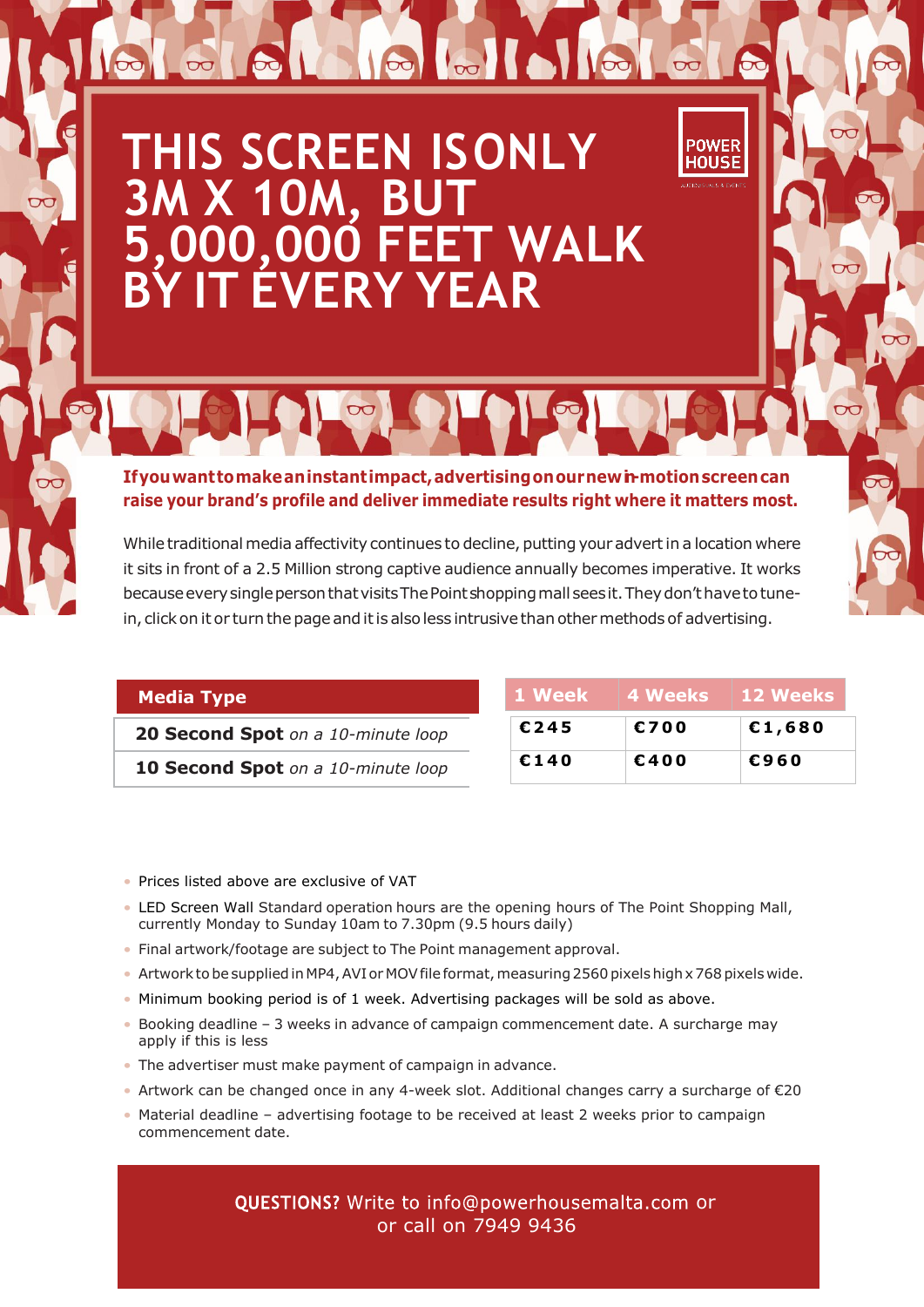# THIS SCREEN IS ONLY 3M X 10M, BUT 5,000,000 FEET WALK BY IT EVERY YEAR

POWER HOUSE

**If you want to make an instant impact, advertising on our new in-motion screen can raise your brand's profile and deliver immediate results right where it matters most.**

While traditional media affectivity continues to decline, putting your advert in a location where it sits in front of a 2.5 Million strong captive audience annually becomes imperative. It works because every single person that visits The Point shopping mall sees it. They don't have to tune-in, click on it or turn the page and it is also less intrusive than other methods of advertising.

| Media Type | 1 Week | 4 Weeks | 12 Weeks |
|---|---|---|---|
| **20 Second Spot** *on a 10-minute loop* | €245 | €700 | €1,680 |
| **10 Second Spot** *on a 10-minute loop* | €140 | €400 | €960 |

- Prices listed above are exclusive of VAT
- LED Screen Wall Standard operation hours are the opening hours of The Point Shopping Mall, currently Monday to Sunday 10am to 7.30pm (9.5 hours daily)
- Final artwork/footage are subject to The Point management approval.
- Artwork to be supplied in MP4, AVI or MOV file format, measuring 2560 pixels high x 768 pixels wide.
- Minimum booking period is of 1 week. Advertising packages will be sold as above.
- Booking deadline – 3 weeks in advance of campaign commencement date. A surcharge may apply if this is less
- The advertiser must make payment of campaign in advance.
- Artwork can be changed once in any 4-week slot. Additional changes carry a surcharge of €20
- Material deadline – advertising footage to be received at least 2 weeks prior to campaign commencement date.

**QUESTIONS?** Write to info@powerhousemalta.com or or call on 7949 9436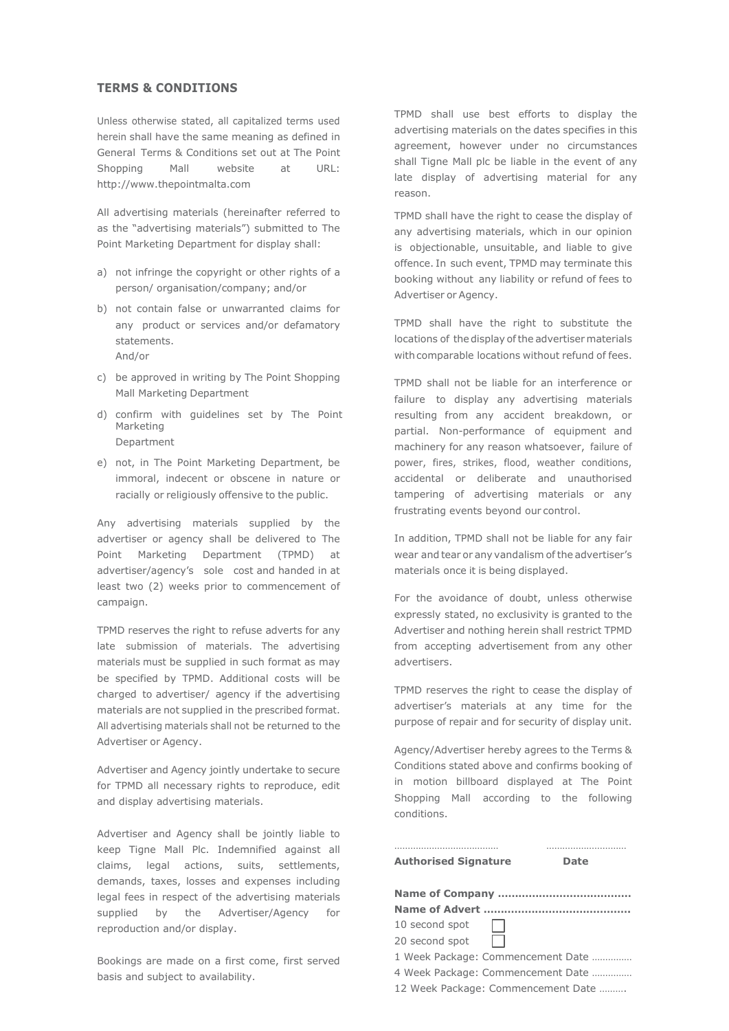## TERMS & CONDITIONS

Unless otherwise stated, all capitalized terms used herein shall have the same meaning as defined in General Terms & Conditions set out at The Point Shopping Mall website at URL: http://www.thepointmalta.com

All advertising materials (hereinafter referred to as the "advertising materials") submitted to The Point Marketing Department for display shall:

a) not infringe the copyright or other rights of a person/ organisation/company; and/or
b) not contain false or unwarranted claims for any product or services and/or defamatory statements.
And/or
c) be approved in writing by The Point Shopping Mall Marketing Department
d) confirm with guidelines set by The Point Marketing Department
e) not, in The Point Marketing Department, be immoral, indecent or obscene in nature or racially or religiously offensive to the public.

Any advertising materials supplied by the advertiser or agency shall be delivered to The Point Marketing Department (TPMD) at advertiser/agency's sole cost and handed in at least two (2) weeks prior to commencement of campaign.

TPMD reserves the right to refuse adverts for any late submission of materials. The advertising materials must be supplied in such format as may be specified by TPMD. Additional costs will be charged to advertiser/ agency if the advertising materials are not supplied in the prescribed format. All advertising materials shall not be returned to the Advertiser or Agency.

Advertiser and Agency jointly undertake to secure for TPMD all necessary rights to reproduce, edit and display advertising materials.

Advertiser and Agency shall be jointly liable to keep Tigne Mall Plc. Indemnified against all claims, legal actions, suits, settlements, demands, taxes, losses and expenses including legal fees in respect of the advertising materials supplied by the Advertiser/Agency for reproduction and/or display.

Bookings are made on a first come, first served basis and subject to availability.

TPMD shall use best efforts to display the advertising materials on the dates specifies in this agreement, however under no circumstances shall Tigne Mall plc be liable in the event of any late display of advertising material for any reason.

TPMD shall have the right to cease the display of any advertising materials, which in our opinion is objectionable, unsuitable, and liable to give offence. In such event, TPMD may terminate this booking without any liability or refund of fees to Advertiser or Agency.

TPMD shall have the right to substitute the locations of the display of the advertiser materials with comparable locations without refund of fees.

TPMD shall not be liable for an interference or failure to display any advertising materials resulting from any accident breakdown, or partial. Non-performance of equipment and machinery for any reason whatsoever, failure of power, fires, strikes, flood, weather conditions, accidental or deliberate and unauthorised tampering of advertising materials or any frustrating events beyond our control.

In addition, TPMD shall not be liable for any fair wear and tear or any vandalism of the advertiser's materials once it is being displayed.

For the avoidance of doubt, unless otherwise expressly stated, no exclusivity is granted to the Advertiser and nothing herein shall restrict TPMD from accepting advertisement from any other advertisers.

TPMD reserves the right to cease the display of advertiser's materials at any time for the purpose of repair and for security of display unit.

Agency/Advertiser hereby agrees to the Terms & Conditions stated above and confirms booking of in motion billboard displayed at The Point Shopping Mall according to the following conditions.

………………………………… ………………………… 
**Authorised Signature** **Date**

**Name of Company …………………………………**
**Name of Advert ……………………………………**

10 second spot ☐
20 second spot ☐

1 Week Package: Commencement Date ……………
4 Week Package: Commencement Date ……………
12 Week Package: Commencement Date ……….